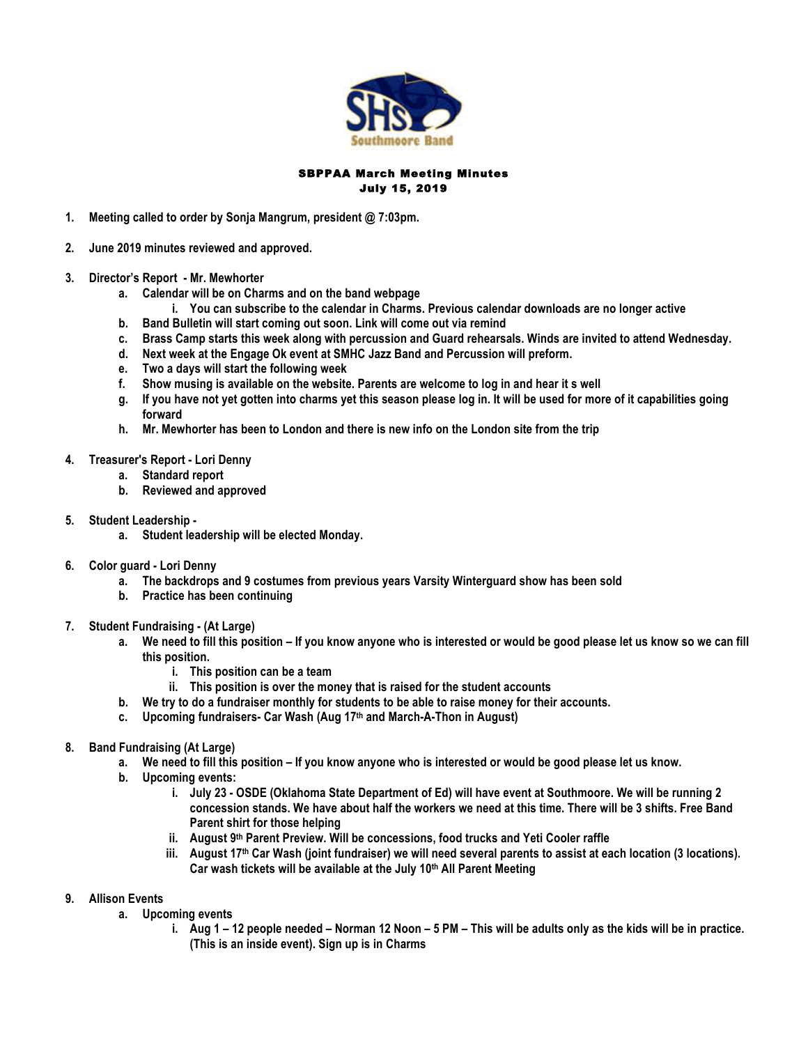SHS Southmoore Band

**SBPPAA March Meeting Minutes**
**July 15, 2019**

1. **Meeting called to order by Sonja Mangrum, president @ 7:03pm.**

2. **June 2019 minutes reviewed and approved.**

3. **Director's Report - Mr. Mewhorter**
   a. **Calendar will be on Charms and on the band webpage**
      i. **You can subscribe to the calendar in Charms. Previous calendar downloads are no longer active**
   b. **Band Bulletin will start coming out soon. Link will come out via remind**
   c. **Brass Camp starts this week along with percussion and Guard rehearsals. Winds are invited to attend Wednesday.**
   d. **Next week at the Engage Ok event at SMHC Jazz Band and Percussion will preform.**
   e. **Two a days will start the following week**
   f. **Show musing is available on the website. Parents are welcome to log in and hear it s well**
   g. **If you have not yet gotten into charms yet this season please log in. It will be used for more of it capabilities going forward**
   h. **Mr. Mewhorter has been to London and there is new info on the London site from the trip**

4. **Treasurer's Report - Lori Denny**
   a. **Standard report**
   b. **Reviewed and approved**

5. **Student Leadership -**
   a. **Student leadership will be elected Monday.**

6. **Color guard - Lori Denny**
   a. **The backdrops and 9 costumes from previous years Varsity Winterguard show has been sold**
   b. **Practice has been continuing**

7. **Student Fundraising - (At Large)**
   a. **We need to fill this position – If you know anyone who is interested or would be good please let us know so we can fill this position.**
      i. **This position can be a team**
      ii. **This position is over the money that is raised for the student accounts**
   b. **We try to do a fundraiser monthly for students to be able to raise money for their accounts.**
   c. **Upcoming fundraisers- Car Wash (Aug 17th and March-A-Thon in August)**

8. **Band Fundraising (At Large)**
   a. **We need to fill this position – If you know anyone who is interested or would be good please let us know.**
   b. **Upcoming events:**
      i. **July 23 - OSDE (Oklahoma State Department of Ed) will have event at Southmoore. We will be running 2 concession stands. We have about half the workers we need at this time. There will be 3 shifts. Free Band Parent shirt for those helping**
      ii. **August 9th Parent Preview. Will be concessions, food trucks and Yeti Cooler raffle**
      iii. **August 17th Car Wash (joint fundraiser) we will need several parents to assist at each location (3 locations). Car wash tickets will be available at the July 10th All Parent Meeting**

9. **Allison Events**
   a. **Upcoming events**
      i. **Aug 1 – 12 people needed – Norman 12 Noon – 5 PM – This will be adults only as the kids will be in practice. (This is an inside event). Sign up is in Charms**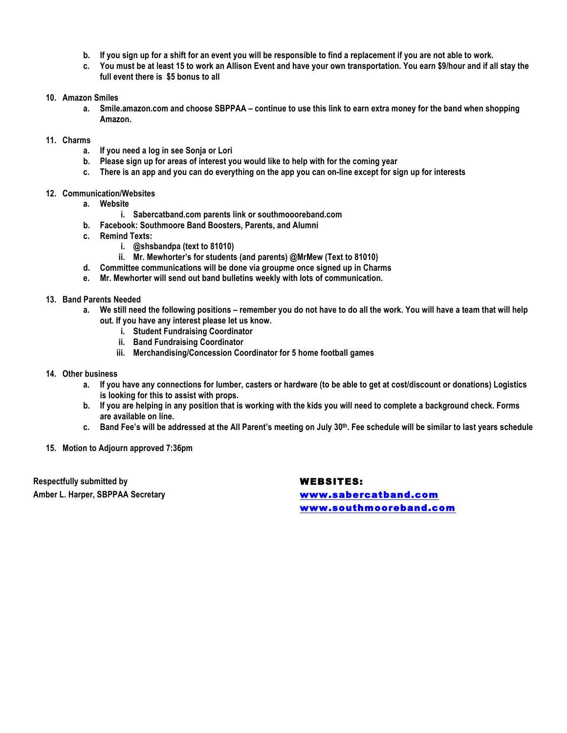b. **If you sign up for a shift for an event you will be responsible to find a replacement if you are not able to work.**
   c. **You must be at least 15 to work an Allison Event and have your own transportation. You earn $9/hour and if all stay the full event there is $5 bonus to all**

10. **Amazon Smiles**
    a. **Smile.amazon.com and choose SBPPAA – continue to use this link to earn extra money for the band when shopping Amazon.**

11. **Charms**
    a. **If you need a log in see Sonja or Lori**
    b. **Please sign up for areas of interest you would like to help with for the coming year**
    c. **There is an app and you can do everything on the app you can on-line except for sign up for interests**

12. **Communication/Websites**
    a. **Website**
       i. **Sabercatband.com parents link or southmoooreband.com**
    b. **Facebook: Southmoore Band Boosters, Parents, and Alumni**
    c. **Remind Texts:**
       i. **@shsbandpa (text to 81010)**
       ii. **Mr. Mewhorter's for students (and parents) @MrMew (Text to 81010)**
    d. **Committee communications will be done via groupme once signed up in Charms**
    e. **Mr. Mewhorter will send out band bulletins weekly with lots of communication.**

13. **Band Parents Needed**
    a. **We still need the following positions – remember you do not have to do all the work. You will have a team that will help out. If you have any interest please let us know.**
       i. **Student Fundraising Coordinator**
       ii. **Band Fundraising Coordinator**
       iii. **Merchandising/Concession Coordinator for 5 home football games**

14. **Other business**
    a. **If you have any connections for lumber, casters or hardware (to be able to get at cost/discount or donations) Logistics is looking for this to assist with props.**
    b. **If you are helping in any position that is working with the kids you will need to complete a background check. Forms are available on line.**
    c. **Band Fee's will be addressed at the All Parent's meeting on July 30th. Fee schedule will be similar to last years schedule**

15. **Motion to Adjourn approved 7:36pm**

**Respectfully submitted by**
**Amber L. Harper, SBPPAA Secretary**

**WEBSITES:**
**www.sabercatband.com**
**www.southmooreband.com**